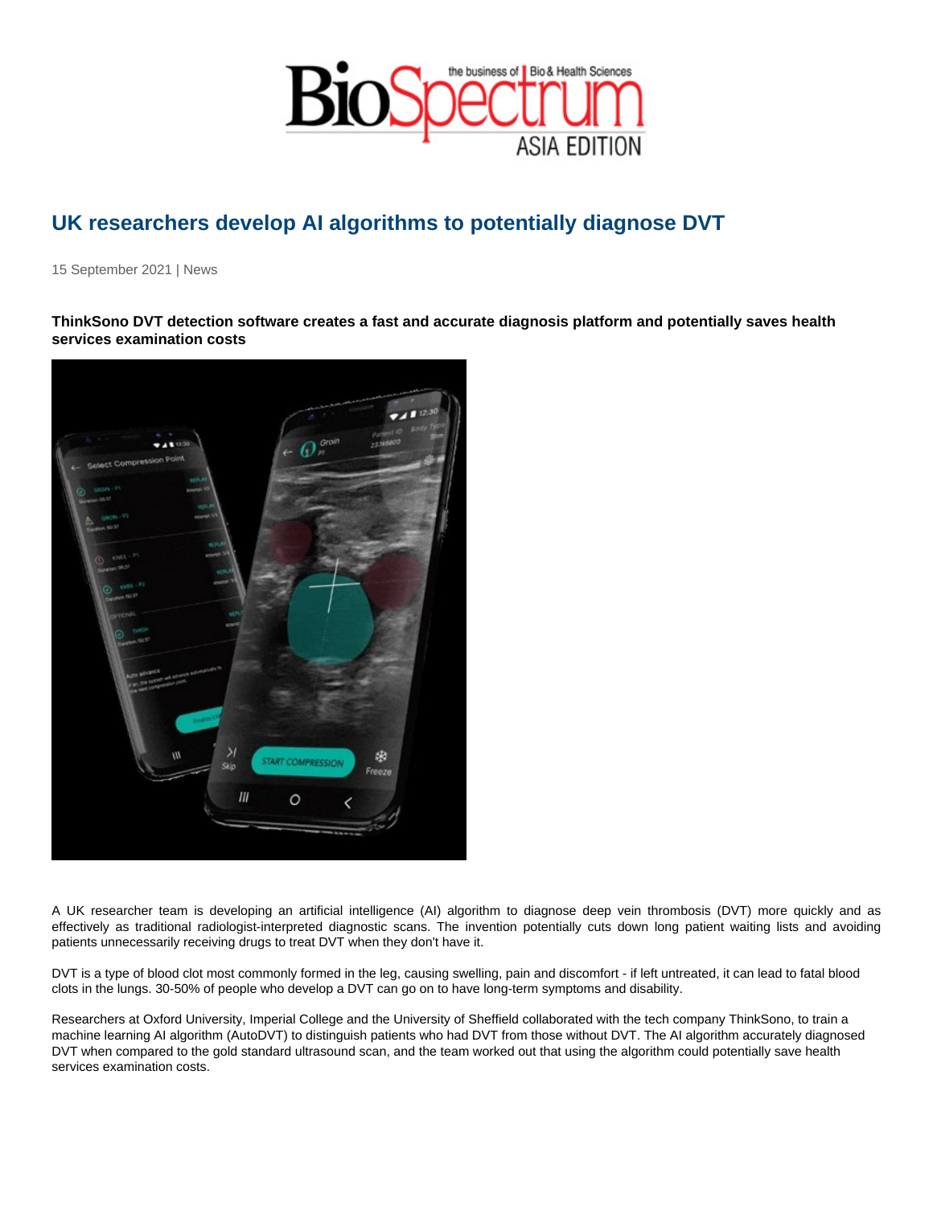# UK researchers develop AI algorithms to potentially diagnose DVT

15 September 2021 | News

**ThinkSono DVT detection software creates a fast and accurate diagnosis platform and potentially saves health services examination costs**

A UK researcher team is developing an artificial intelligence (AI) algorithm to diagnose deep vein thrombosis (DVT) more quickly and as effectively as traditional radiologist-interpreted diagnostic scans. The invention potentially cuts down long patient waiting lists and avoiding patients unnecessarily receiving drugs to treat DVT when they don't have it.

DVT is a type of blood clot most commonly formed in the leg, causing swelling, pain and discomfort - if left untreated, it can lead to fatal blood clots in the lungs. 30-50% of people who develop a DVT can go on to have long-term symptoms and disability.

Researchers at Oxford University, Imperial College and the University of Sheffield collaborated with the tech company ThinkSono, to train a machine learning AI algorithm (AutoDVT) to distinguish patients who had DVT from those without DVT. The AI algorithm accurately diagnosed DVT when compared to the gold standard ultrasound scan, and the team worked out that using the algorithm could potentially save health services examination costs.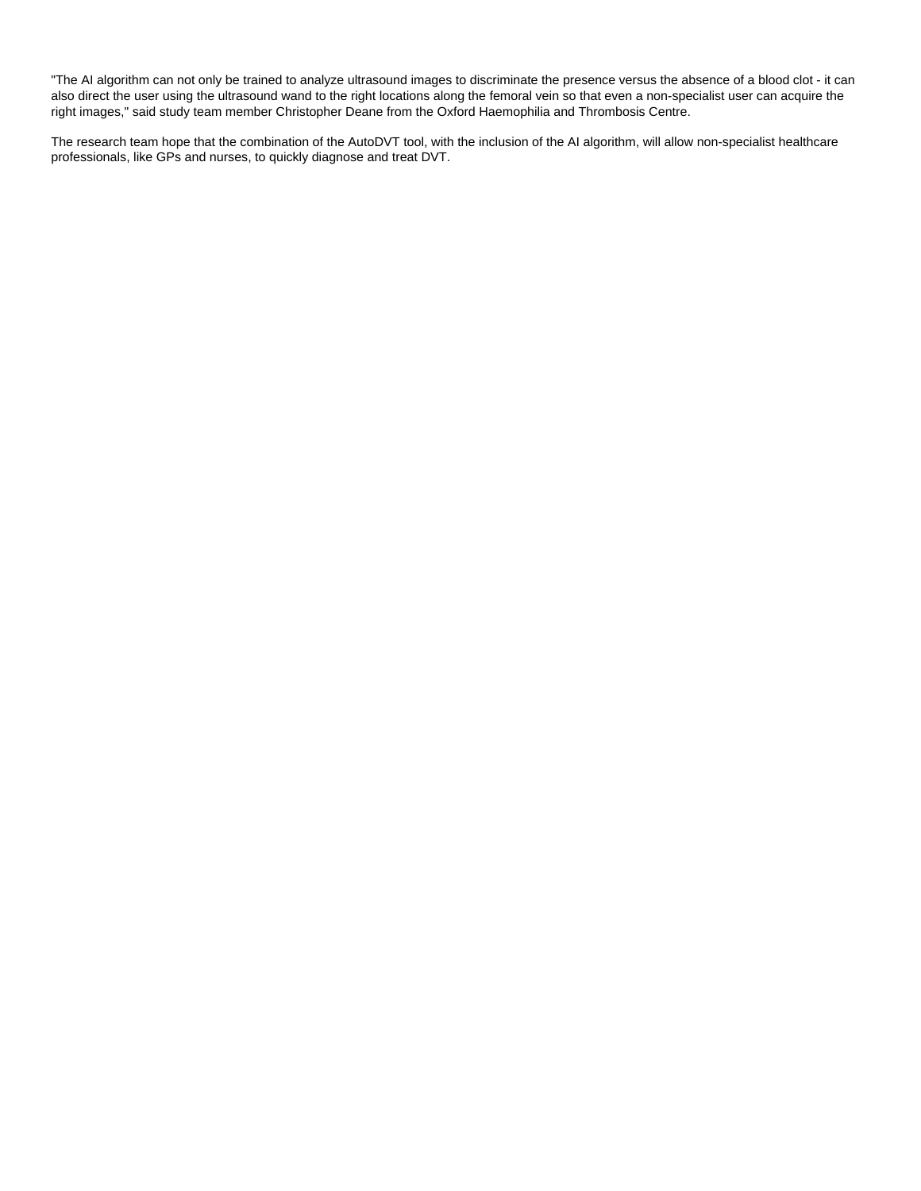"The AI algorithm can not only be trained to analyze ultrasound images to discriminate the presence versus the absence of a blood clot - it can also direct the user using the ultrasound wand to the right locations along the femoral vein so that even a non-specialist user can acquire the right images," said study team member Christopher Deane from the Oxford Haemophilia and Thrombosis Centre.

The research team hope that the combination of the AutoDVT tool, with the inclusion of the AI algorithm, will allow non-specialist healthcare professionals, like GPs and nurses, to quickly diagnose and treat DVT.